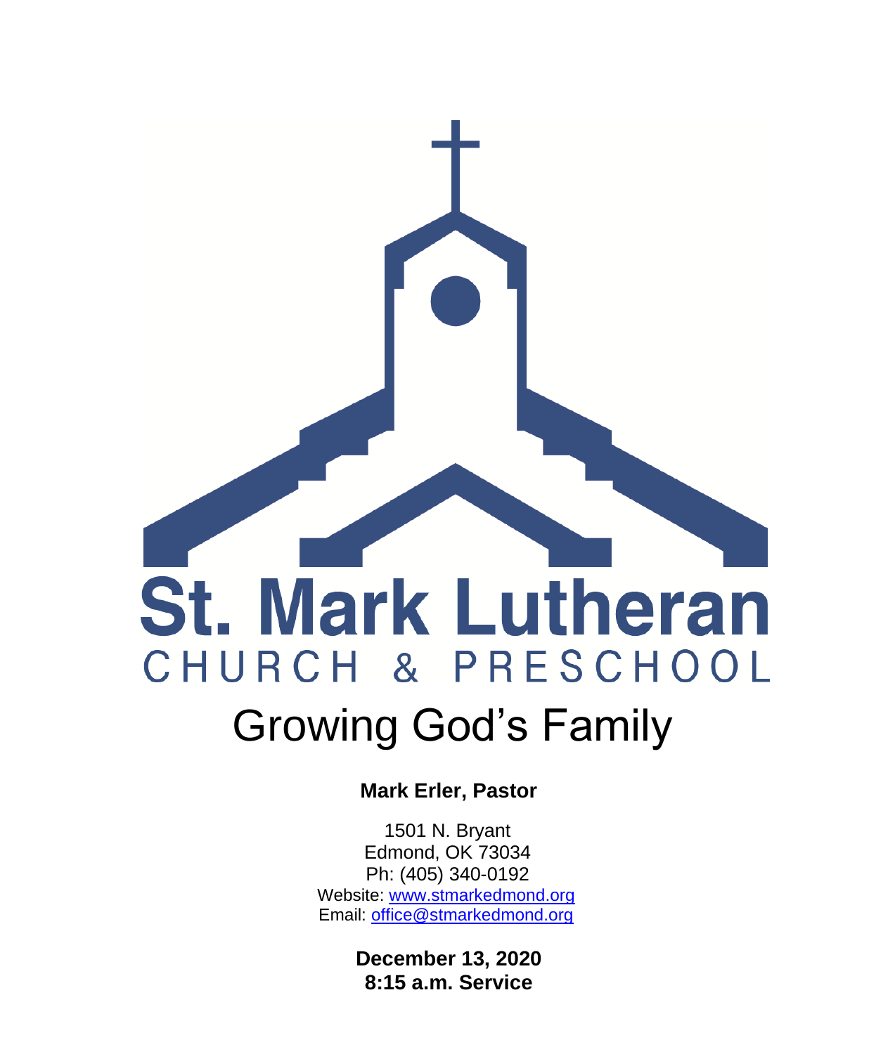# St. Mark Lutheran

CHURCH & PRESCHOOL

# Growing God's Family

**Mark Erler, Pastor**

1501 N. Bryant
Edmond, OK 73034
Ph: (405) 340-0192
Website: www.stmarkedmond.org
Email: office@stmarkedmond.org

**December 13, 2020**
**8:15 a.m. Service**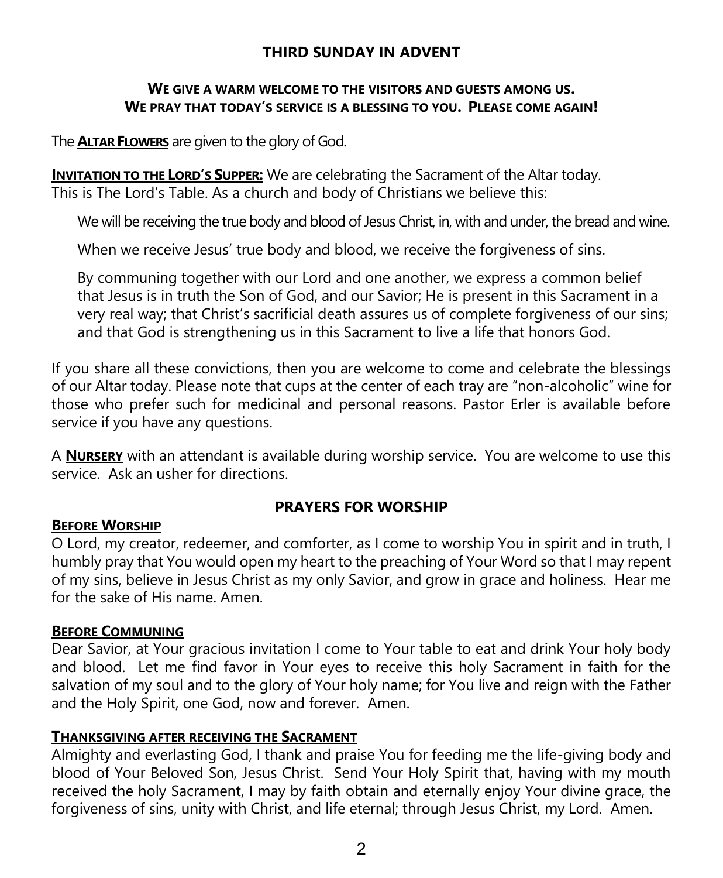## THIRD SUNDAY IN ADVENT

**WE GIVE A WARM WELCOME TO THE VISITORS AND GUESTS AMONG US.**
**WE PRAY THAT TODAY'S SERVICE IS A BLESSING TO YOU. PLEASE COME AGAIN!**

The **ALTAR FLOWERS** are given to the glory of God.

**INVITATION TO THE LORD'S SUPPER:** We are celebrating the Sacrament of the Altar today. This is The Lord's Table. As a church and body of Christians we believe this:

> We will be receiving the true body and blood of Jesus Christ, in, with and under, the bread and wine.
>
> When we receive Jesus' true body and blood, we receive the forgiveness of sins.
>
> By communing together with our Lord and one another, we express a common belief that Jesus is in truth the Son of God, and our Savior; He is present in this Sacrament in a very real way; that Christ's sacrificial death assures us of complete forgiveness of our sins; and that God is strengthening us in this Sacrament to live a life that honors God.

If you share all these convictions, then you are welcome to come and celebrate the blessings of our Altar today. Please note that cups at the center of each tray are "non-alcoholic" wine for those who prefer such for medicinal and personal reasons. Pastor Erler is available before service if you have any questions.

A **NURSERY** with an attendant is available during worship service. You are welcome to use this service. Ask an usher for directions.

## PRAYERS FOR WORSHIP

**BEFORE WORSHIP**

O Lord, my creator, redeemer, and comforter, as I come to worship You in spirit and in truth, I humbly pray that You would open my heart to the preaching of Your Word so that I may repent of my sins, believe in Jesus Christ as my only Savior, and grow in grace and holiness. Hear me for the sake of His name. Amen.

**BEFORE COMMUNING**

Dear Savior, at Your gracious invitation I come to Your table to eat and drink Your holy body and blood. Let me find favor in Your eyes to receive this holy Sacrament in faith for the salvation of my soul and to the glory of Your holy name; for You live and reign with the Father and the Holy Spirit, one God, now and forever. Amen.

**THANKSGIVING AFTER RECEIVING THE SACRAMENT**

Almighty and everlasting God, I thank and praise You for feeding me the life-giving body and blood of Your Beloved Son, Jesus Christ. Send Your Holy Spirit that, having with my mouth received the holy Sacrament, I may by faith obtain and eternally enjoy Your divine grace, the forgiveness of sins, unity with Christ, and life eternal; through Jesus Christ, my Lord. Amen.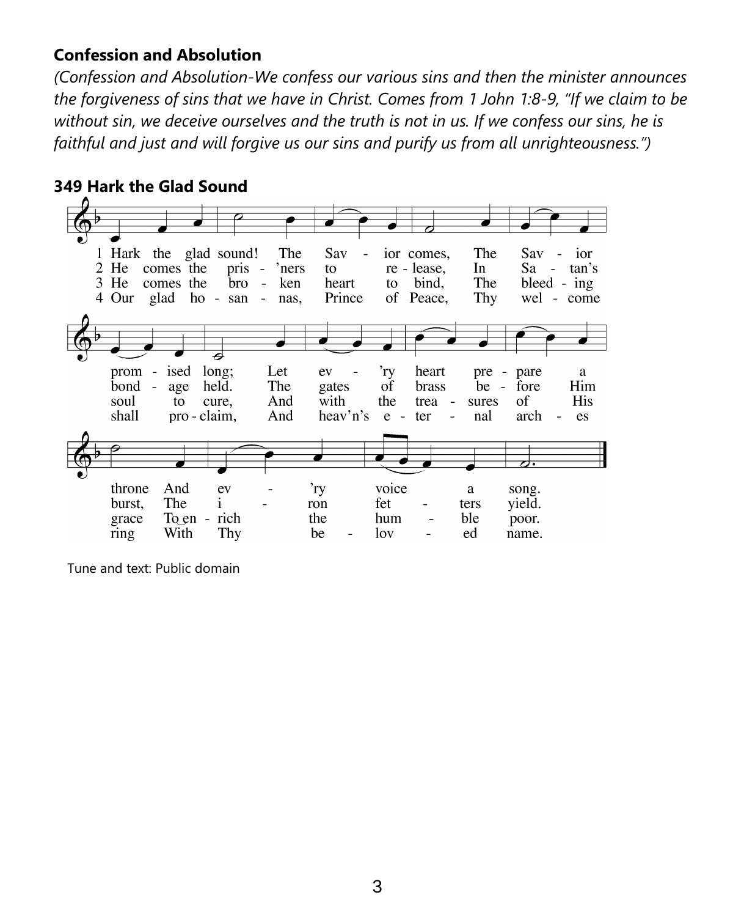## Confession and Absolution

*(Confession and Absolution-We confess our various sins and then the minister announces the forgiveness of sins that we have in Christ. Comes from 1 John 1:8-9, "If we claim to be without sin, we deceive ourselves and the truth is not in us. If we confess our sins, he is faithful and just and will forgive us our sins and purify us from all unrighteousness.")*

## 349 Hark the Glad Sound

1 Hark the glad sound! The Savior comes, The Savior promised long; Let ev'ry heart prepare a throne And ev'ry voice a song.

2 He comes the pris'ners to release, In Satan's bondage held. The gates of brass before Him burst, The iron fetters yield.

3 He comes the broken heart to bind, The bleeding soul to cure, And with the treasures of His grace To enrich the humble poor.

4 Our glad hosannas, Prince of Peace, Thy welcome shall proclaim, And heav'n's eternal arches ring With Thy beloved name.

Tune and text: Public domain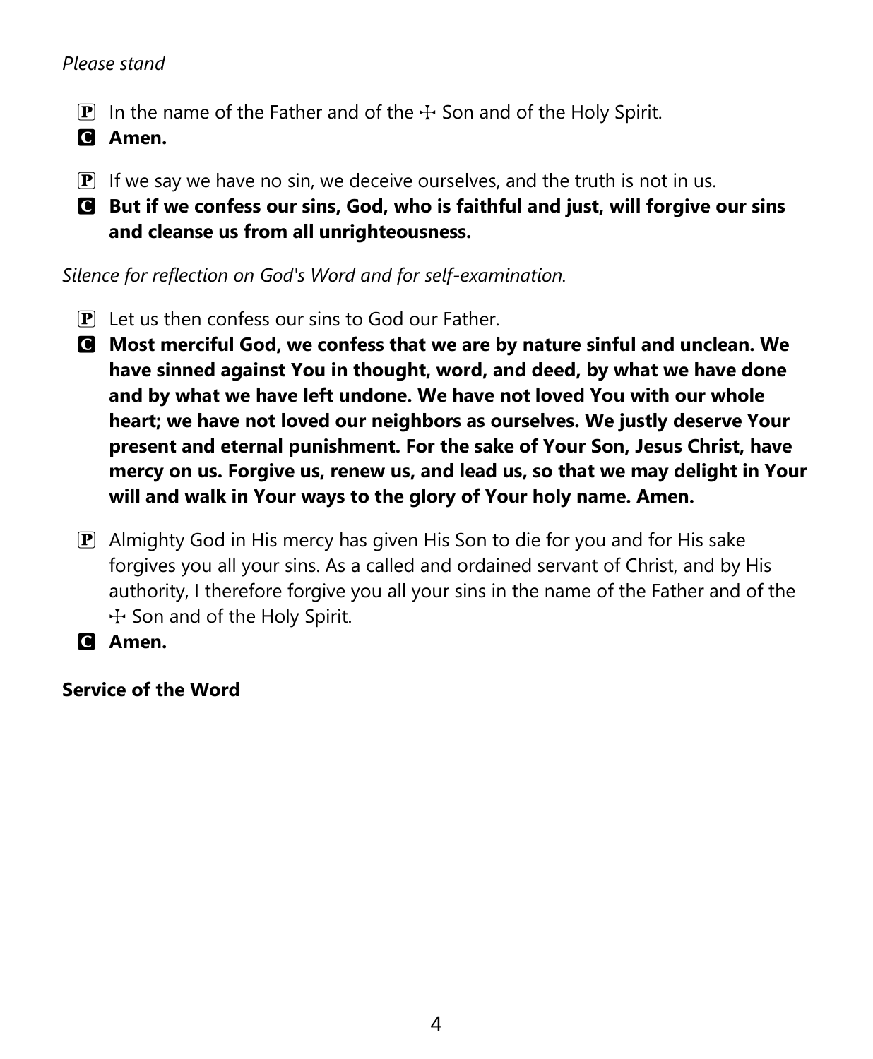*Please stand*

P In the name of the Father and of the ☩ Son and of the Holy Spirit.

C **Amen.**

P If we say we have no sin, we deceive ourselves, and the truth is not in us.

C **But if we confess our sins, God, who is faithful and just, will forgive our sins and cleanse us from all unrighteousness.**

*Silence for reflection on God's Word and for self-examination.*

P Let us then confess our sins to God our Father.

C **Most merciful God, we confess that we are by nature sinful and unclean. We have sinned against You in thought, word, and deed, by what we have done and by what we have left undone. We have not loved You with our whole heart; we have not loved our neighbors as ourselves. We justly deserve Your present and eternal punishment. For the sake of Your Son, Jesus Christ, have mercy on us. Forgive us, renew us, and lead us, so that we may delight in Your will and walk in Your ways to the glory of Your holy name. Amen.**

P Almighty God in His mercy has given His Son to die for you and for His sake forgives you all your sins. As a called and ordained servant of Christ, and by His authority, I therefore forgive you all your sins in the name of the Father and of the ☩ Son and of the Holy Spirit.

C **Amen.**

**Service of the Word**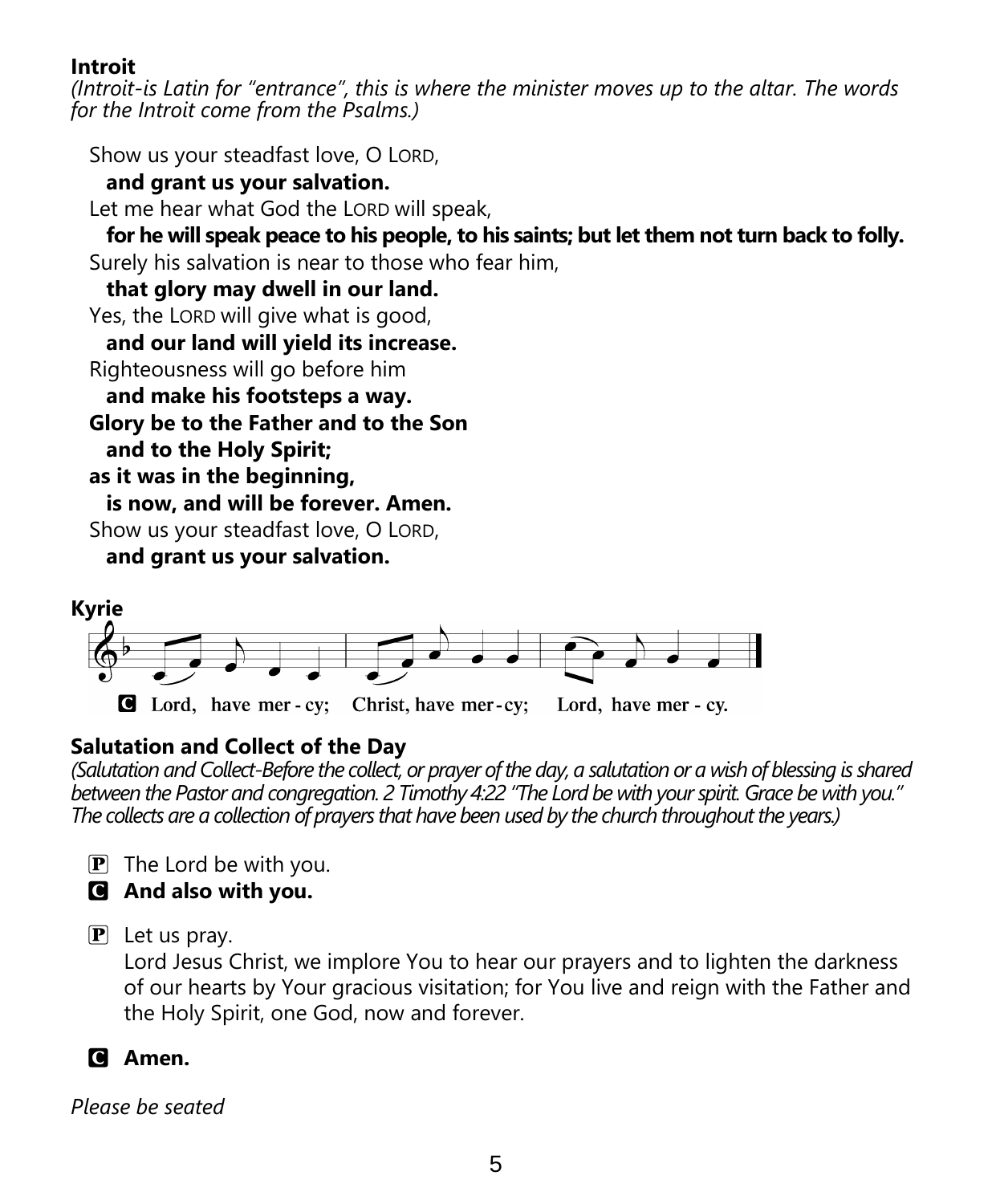**Introit**

*(Introit-is Latin for "entrance", this is where the minister moves up to the altar. The words for the Introit come from the Psalms.)*

Show us your steadfast love, O LORD,
  **and grant us your salvation.**
Let me hear what God the LORD will speak,
  **for he will speak peace to his people, to his saints; but let them not turn back to folly.**
Surely his salvation is near to those who fear him,
  **that glory may dwell in our land.**
Yes, the LORD will give what is good,
  **and our land will yield its increase.**
Righteousness will go before him
  **and make his footsteps a way.**
**Glory be to the Father and to the Son**
  **and to the Holy Spirit;**
**as it was in the beginning,**
  **is now, and will be forever. Amen.**
Show us your steadfast love, O LORD,
  **and grant us your salvation.**

**Kyrie**

C Lord, have mer - cy; Christ, have mer-cy; Lord, have mer - cy.

**Salutation and Collect of the Day**

*(Salutation and Collect-Before the collect, or prayer of the day, a salutation or a wish of blessing is shared between the Pastor and congregation. 2 Timothy 4:22 "The Lord be with your spirit. Grace be with you." The collects are a collection of prayers that have been used by the church throughout the years.)*

P The Lord be with you.
**C And also with you.**

P Let us pray.
Lord Jesus Christ, we implore You to hear our prayers and to lighten the darkness of our hearts by Your gracious visitation; for You live and reign with the Father and the Holy Spirit, one God, now and forever.

**C Amen.**

*Please be seated*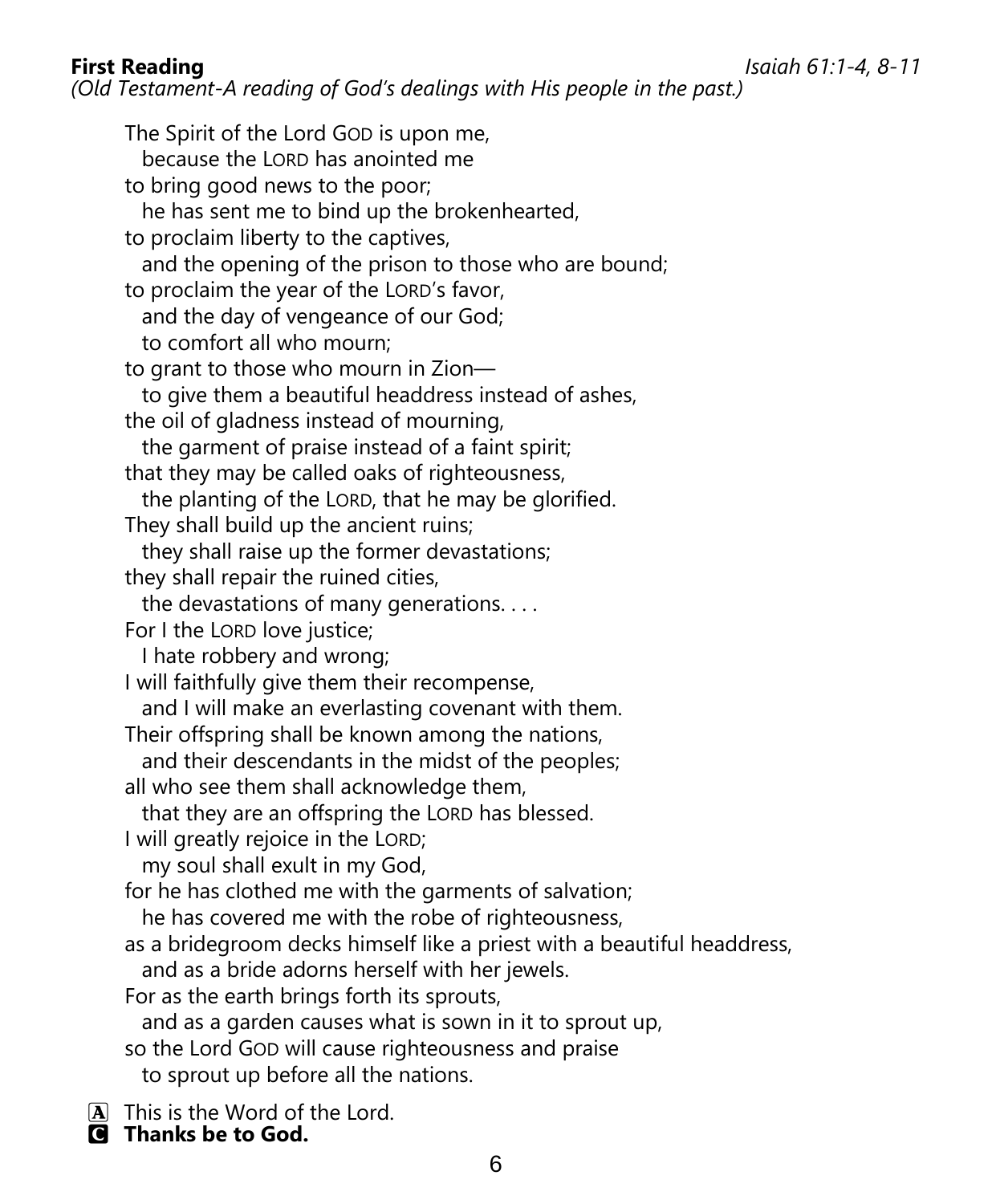**First Reading** *Isaiah 61:1-4, 8-11*
*(Old Testament-A reading of God's dealings with His people in the past.)*

The Spirit of the Lord GOD is upon me,
  because the LORD has anointed me
to bring good news to the poor;
  he has sent me to bind up the brokenhearted,
to proclaim liberty to the captives,
  and the opening of the prison to those who are bound;
to proclaim the year of the LORD's favor,
  and the day of vengeance of our God;
  to comfort all who mourn;
to grant to those who mourn in Zion—
  to give them a beautiful headdress instead of ashes,
the oil of gladness instead of mourning,
  the garment of praise instead of a faint spirit;
that they may be called oaks of righteousness,
  the planting of the LORD, that he may be glorified.
They shall build up the ancient ruins;
  they shall raise up the former devastations;
they shall repair the ruined cities,
  the devastations of many generations. . . .
For I the LORD love justice;
  I hate robbery and wrong;
I will faithfully give them their recompense,
  and I will make an everlasting covenant with them.
Their offspring shall be known among the nations,
  and their descendants in the midst of the peoples;
all who see them shall acknowledge them,
  that they are an offspring the LORD has blessed.
I will greatly rejoice in the LORD;
  my soul shall exult in my God,
for he has clothed me with the garments of salvation;
  he has covered me with the robe of righteousness,
as a bridegroom decks himself like a priest with a beautiful headdress,
  and as a bride adorns herself with her jewels.
For as the earth brings forth its sprouts,
  and as a garden causes what is sown in it to sprout up,
so the Lord GOD will cause righteousness and praise
  to sprout up before all the nations.

A This is the Word of the Lord.
**C Thanks be to God.**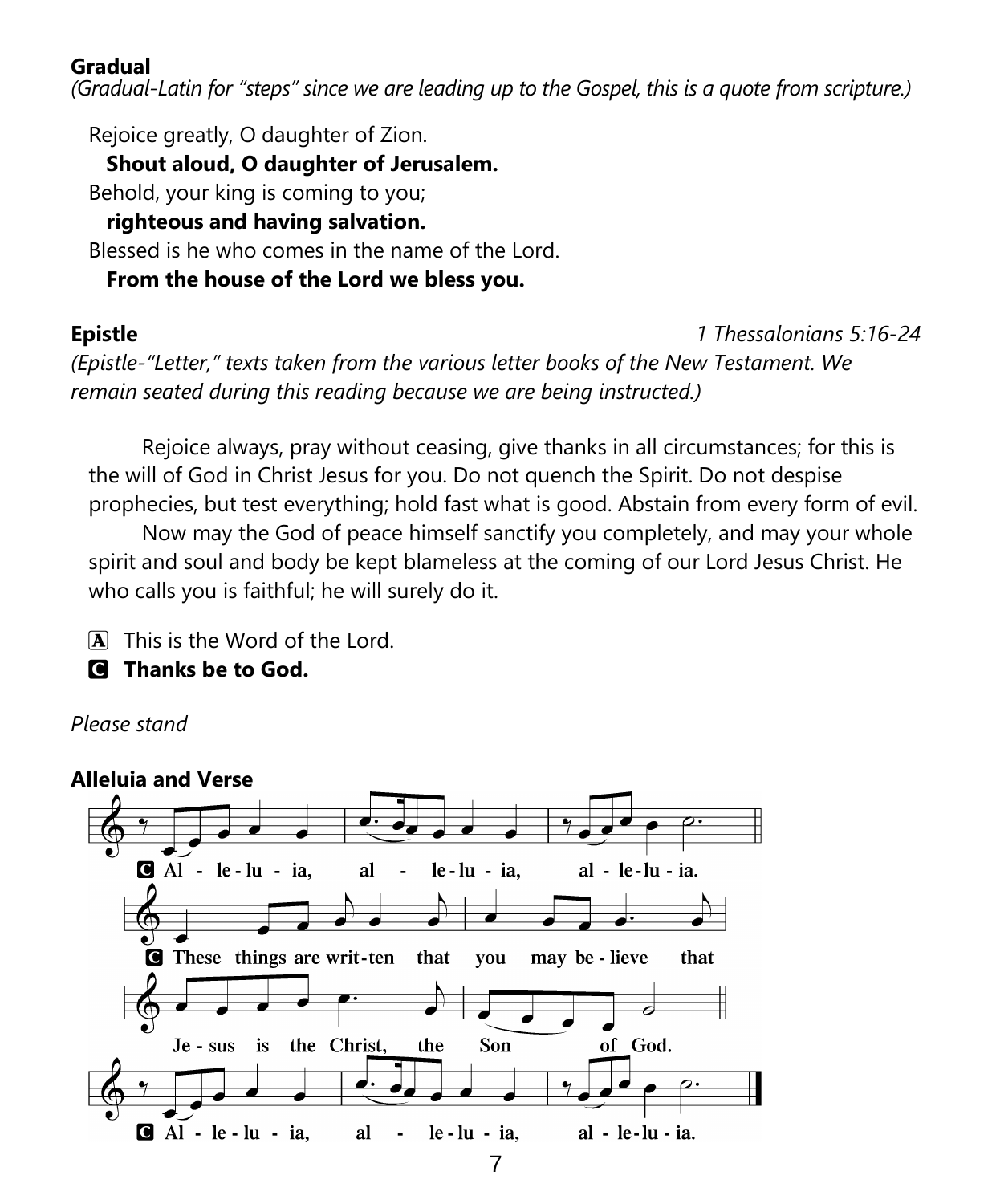**Gradual**

*(Gradual-Latin for "steps" since we are leading up to the Gospel, this is a quote from scripture.)*

Rejoice greatly, O daughter of Zion.
**Shout aloud, O daughter of Jerusalem.**
Behold, your king is coming to you;
**righteous and having salvation.**
Blessed is he who comes in the name of the Lord.
**From the house of the Lord we bless you.**

**Epistle** *1 Thessalonians 5:16-24*

*(Epistle-"Letter," texts taken from the various letter books of the New Testament. We remain seated during this reading because we are being instructed.)*

Rejoice always, pray without ceasing, give thanks in all circumstances; for this is the will of God in Christ Jesus for you. Do not quench the Spirit. Do not despise prophecies, but test everything; hold fast what is good. Abstain from every form of evil.

Now may the God of peace himself sanctify you completely, and may your whole spirit and soul and body be kept blameless at the coming of our Lord Jesus Christ. He who calls you is faithful; he will surely do it.

A This is the Word of the Lord.
**C Thanks be to God.**

*Please stand*

**Alleluia and Verse**

**C Al - le - lu - ia, al - le - lu - ia, al - le - lu - ia.**

**C These things are writ - ten that you may be - lieve that Je - sus is the Christ, the Son of God.**

**C Al - le - lu - ia, al - le - lu - ia, al - le - lu - ia.**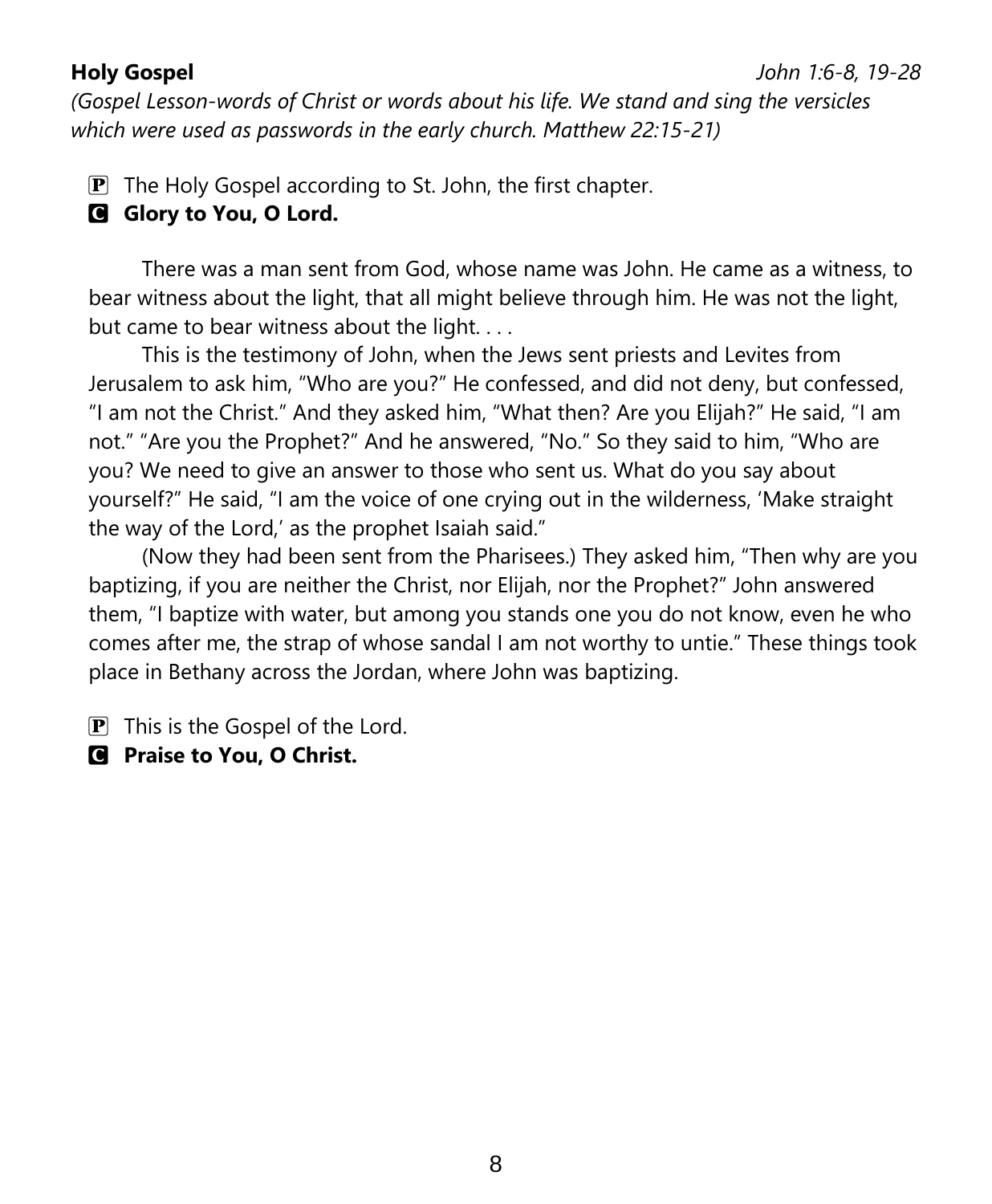**Holy Gospel** *John 1:6-8, 19-28*

*(Gospel Lesson-words of Christ or words about his life. We stand and sing the versicles which were used as passwords in the early church. Matthew 22:15-21)*

P The Holy Gospel according to St. John, the first chapter.

**C Glory to You, O Lord.**

There was a man sent from God, whose name was John. He came as a witness, to bear witness about the light, that all might believe through him. He was not the light, but came to bear witness about the light. . . .

This is the testimony of John, when the Jews sent priests and Levites from Jerusalem to ask him, "Who are you?" He confessed, and did not deny, but confessed, "I am not the Christ." And they asked him, "What then? Are you Elijah?" He said, "I am not." "Are you the Prophet?" And he answered, "No." So they said to him, "Who are you? We need to give an answer to those who sent us. What do you say about yourself?" He said, "I am the voice of one crying out in the wilderness, 'Make straight the way of the Lord,' as the prophet Isaiah said."

(Now they had been sent from the Pharisees.) They asked him, "Then why are you baptizing, if you are neither the Christ, nor Elijah, nor the Prophet?" John answered them, "I baptize with water, but among you stands one you do not know, even he who comes after me, the strap of whose sandal I am not worthy to untie." These things took place in Bethany across the Jordan, where John was baptizing.

P This is the Gospel of the Lord.

**C Praise to You, O Christ.**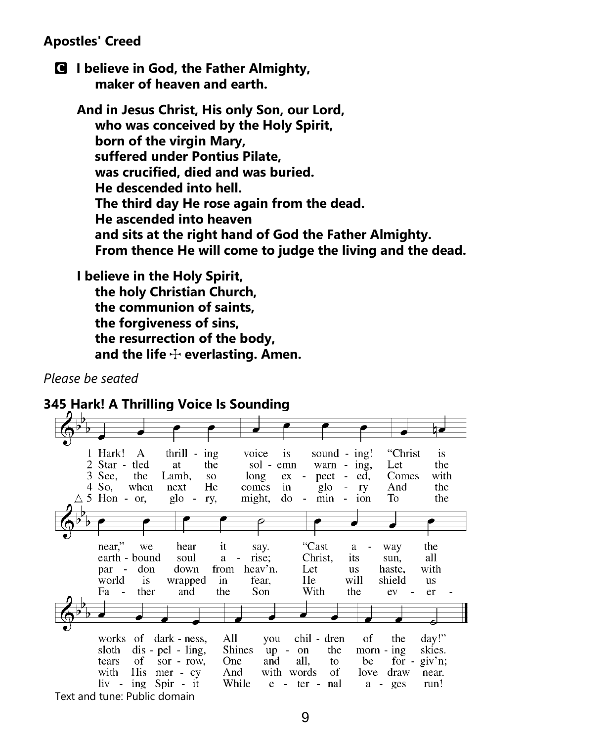**Apostles' Creed**

**C I believe in God, the Father Almighty,**
**maker of heaven and earth.**

**And in Jesus Christ, His only Son, our Lord,**
**who was conceived by the Holy Spirit,**
**born of the virgin Mary,**
**suffered under Pontius Pilate,**
**was crucified, died and was buried.**
**He descended into hell.**
**The third day He rose again from the dead.**
**He ascended into heaven**
**and sits at the right hand of God the Father Almighty.**
**From thence He will come to judge the living and the dead.**

**I believe in the Holy Spirit,**
**the holy Christian Church,**
**the communion of saints,**
**the forgiveness of sins,**
**the resurrection of the body,**
**and the life ☩ everlasting. Amen.**

*Please be seated*

**345 Hark! A Thrilling Voice Is Sounding**

1 Hark! A thrill - ing voice is sound - ing! "Christ is near," we hear it say. "Cast a - way the works of dark - ness, All you chil - dren of the day!"

2 Star - tled at the sol - emn warn - ing, Let the earth - bound soul a - rise; Christ, its sun, all sloth dis - pel - ling, Shines up - on the morn - ing skies.

3 See, the Lamb, so long ex - pect - ed, Comes with par - don down from heav'n. Let us haste, with tears of sor - row, One and all, to be for - giv'n;

4 So, when next He comes in glo - ry And the world is wrapped in fear, He will shield us with His mer - cy And with words of love draw near.

△ 5 Hon - or, glo - ry, might, do - min - ion To the Fa - ther and the Son With the ev - er - liv - ing Spir - it While e - ter - nal a - ges run!

Text and tune: Public domain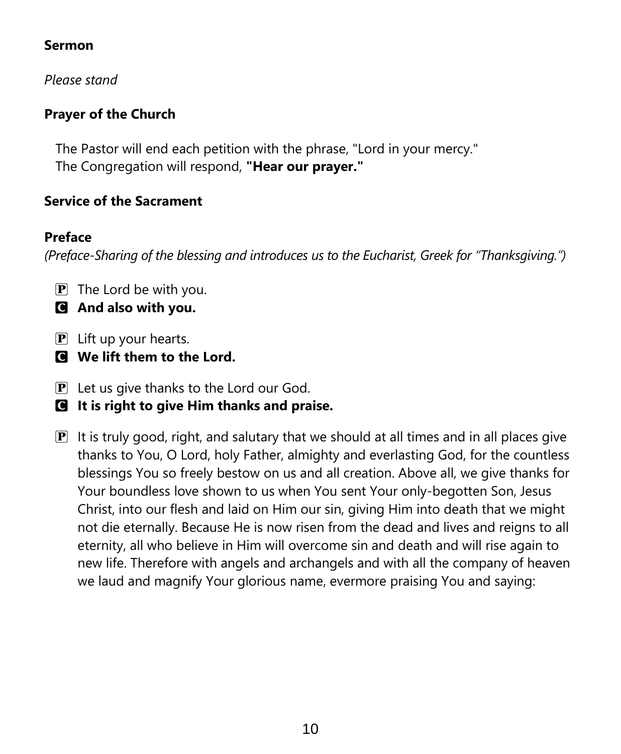**Sermon**

*Please stand*

**Prayer of the Church**

The Pastor will end each petition with the phrase, "Lord in your mercy."
The Congregation will respond, **"Hear our prayer."**

**Service of the Sacrament**

**Preface**
*(Preface-Sharing of the blessing and introduces us to the Eucharist, Greek for "Thanksgiving.")*

P The Lord be with you.
**C And also with you.**

P Lift up your hearts.
**C We lift them to the Lord.**

P Let us give thanks to the Lord our God.
**C It is right to give Him thanks and praise.**

P It is truly good, right, and salutary that we should at all times and in all places give thanks to You, O Lord, holy Father, almighty and everlasting God, for the countless blessings You so freely bestow on us and all creation. Above all, we give thanks for Your boundless love shown to us when You sent Your only-begotten Son, Jesus Christ, into our flesh and laid on Him our sin, giving Him into death that we might not die eternally. Because He is now risen from the dead and lives and reigns to all eternity, all who believe in Him will overcome sin and death and will rise again to new life. Therefore with angels and archangels and with all the company of heaven we laud and magnify Your glorious name, evermore praising You and saying: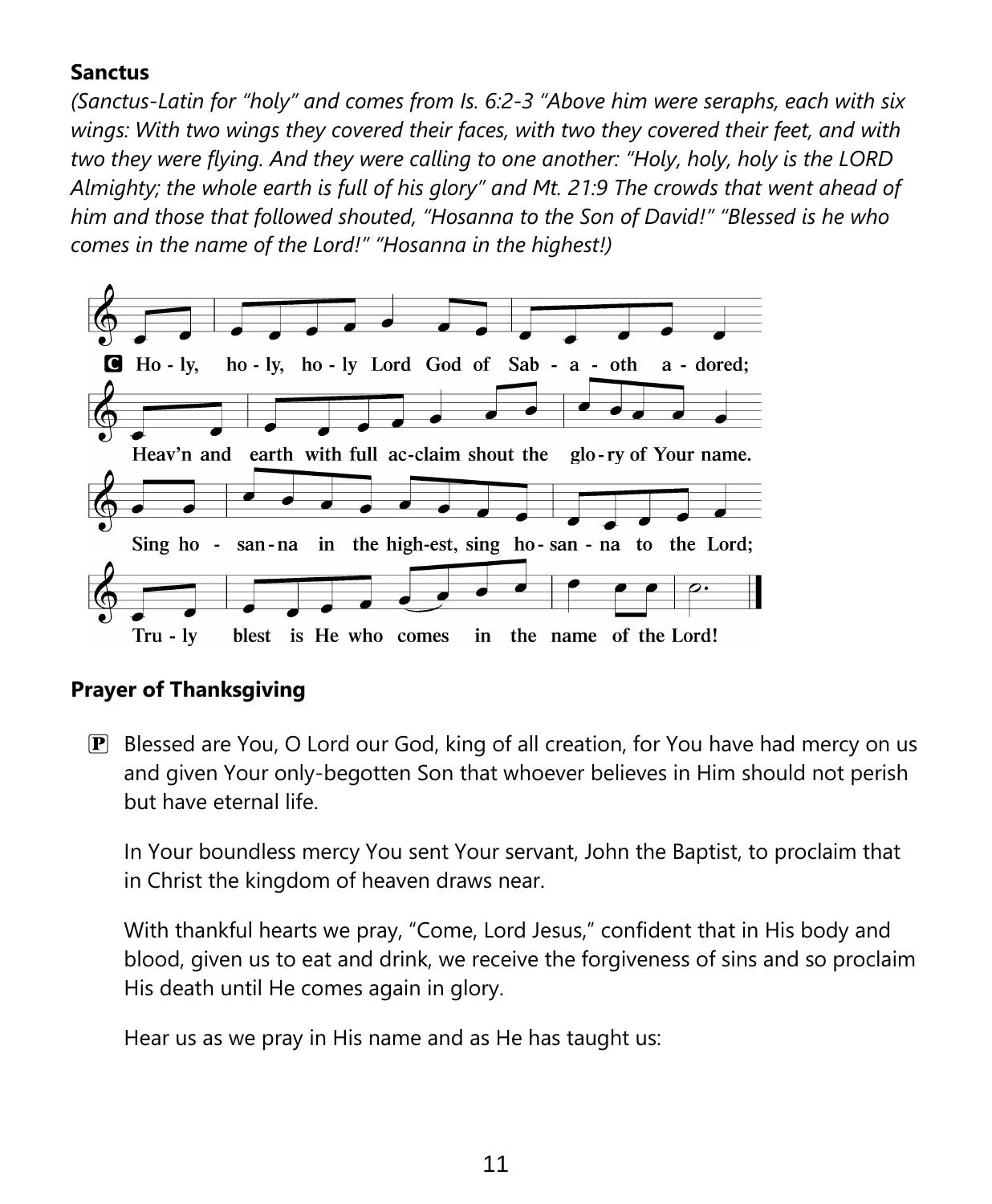**Sanctus**

*(Sanctus-Latin for "holy" and comes from Is. 6:2-3 "Above him were seraphs, each with six wings: With two wings they covered their faces, with two they covered their feet, and with two they were flying. And they were calling to one another: "Holy, holy, holy is the LORD Almighty; the whole earth is full of his glory" and Mt. 21:9 The crowds that went ahead of him and those that followed shouted, "Hosanna to the Son of David!" "Blessed is he who comes in the name of the Lord!" "Hosanna in the highest!)*

**C** Ho - ly, ho - ly, ho - ly Lord God of Sab - a - oth a - dored;
Heav'n and earth with full ac-claim shout the glo - ry of Your name.
Sing ho - san - na in the high-est, sing ho - san - na to the Lord;
Tru - ly blest is He who comes in the name of the Lord!

**Prayer of Thanksgiving**

**P** Blessed are You, O Lord our God, king of all creation, for You have had mercy on us and given Your only-begotten Son that whoever believes in Him should not perish but have eternal life.

In Your boundless mercy You sent Your servant, John the Baptist, to proclaim that in Christ the kingdom of heaven draws near.

With thankful hearts we pray, "Come, Lord Jesus," confident that in His body and blood, given us to eat and drink, we receive the forgiveness of sins and so proclaim His death until He comes again in glory.

Hear us as we pray in His name and as He has taught us: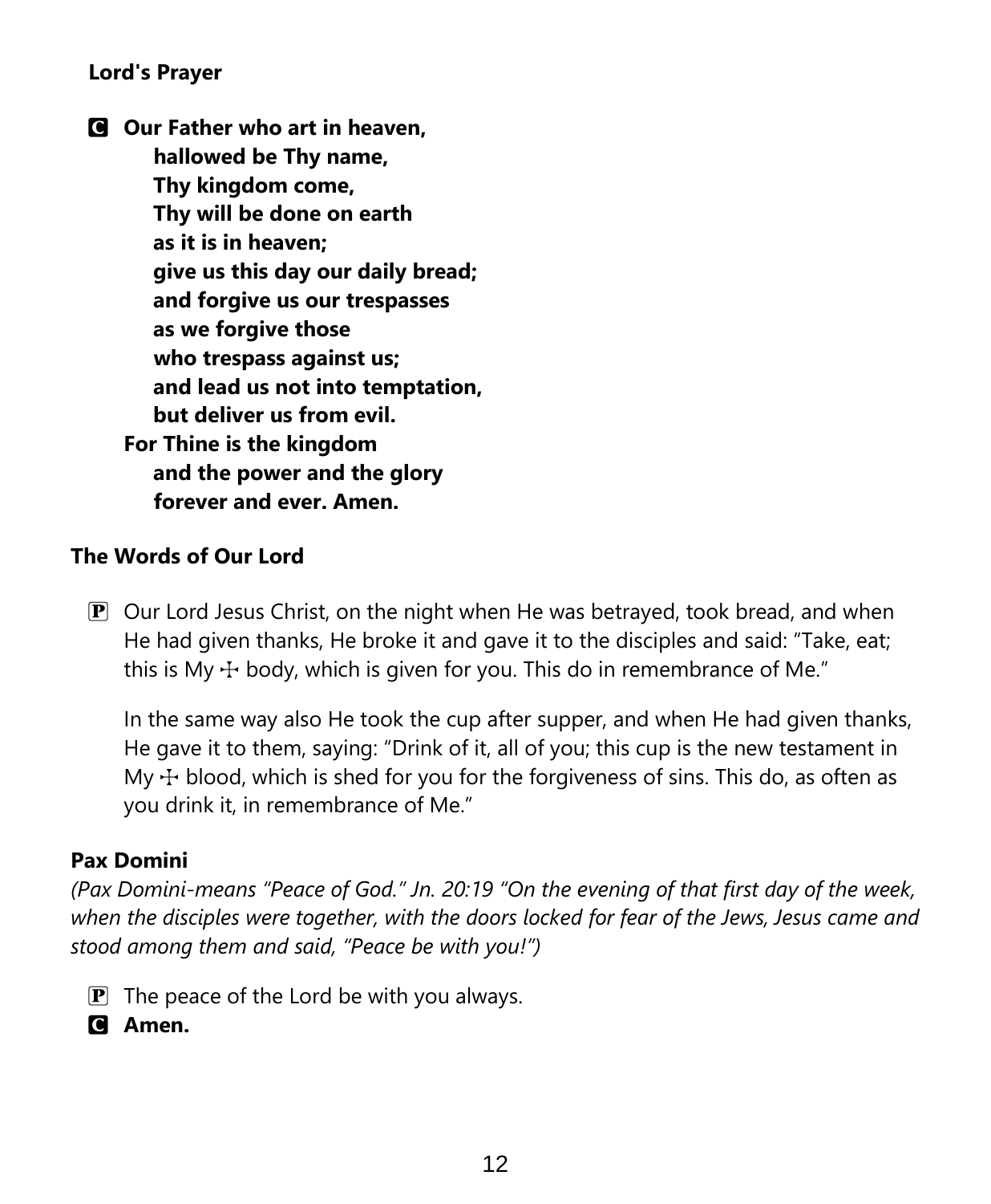**Lord's Prayer**

**C** **Our Father who art in heaven,**
**hallowed be Thy name,**
**Thy kingdom come,**
**Thy will be done on earth**
**as it is in heaven;**
**give us this day our daily bread;**
**and forgive us our trespasses**
**as we forgive those**
**who trespass against us;**
**and lead us not into temptation,**
**but deliver us from evil.**
**For Thine is the kingdom**
**and the power and the glory**
**forever and ever. Amen.**

**The Words of Our Lord**

**P** Our Lord Jesus Christ, on the night when He was betrayed, took bread, and when He had given thanks, He broke it and gave it to the disciples and said: "Take, eat; this is My ☩ body, which is given for you. This do in remembrance of Me."

In the same way also He took the cup after supper, and when He had given thanks, He gave it to them, saying: "Drink of it, all of you; this cup is the new testament in My ☩ blood, which is shed for you for the forgiveness of sins. This do, as often as you drink it, in remembrance of Me."

**Pax Domini**

*(Pax Domini-means "Peace of God." Jn. 20:19 "On the evening of that first day of the week, when the disciples were together, with the doors locked for fear of the Jews, Jesus came and stood among them and said, "Peace be with you!")*

**P** The peace of the Lord be with you always.

**C** **Amen.**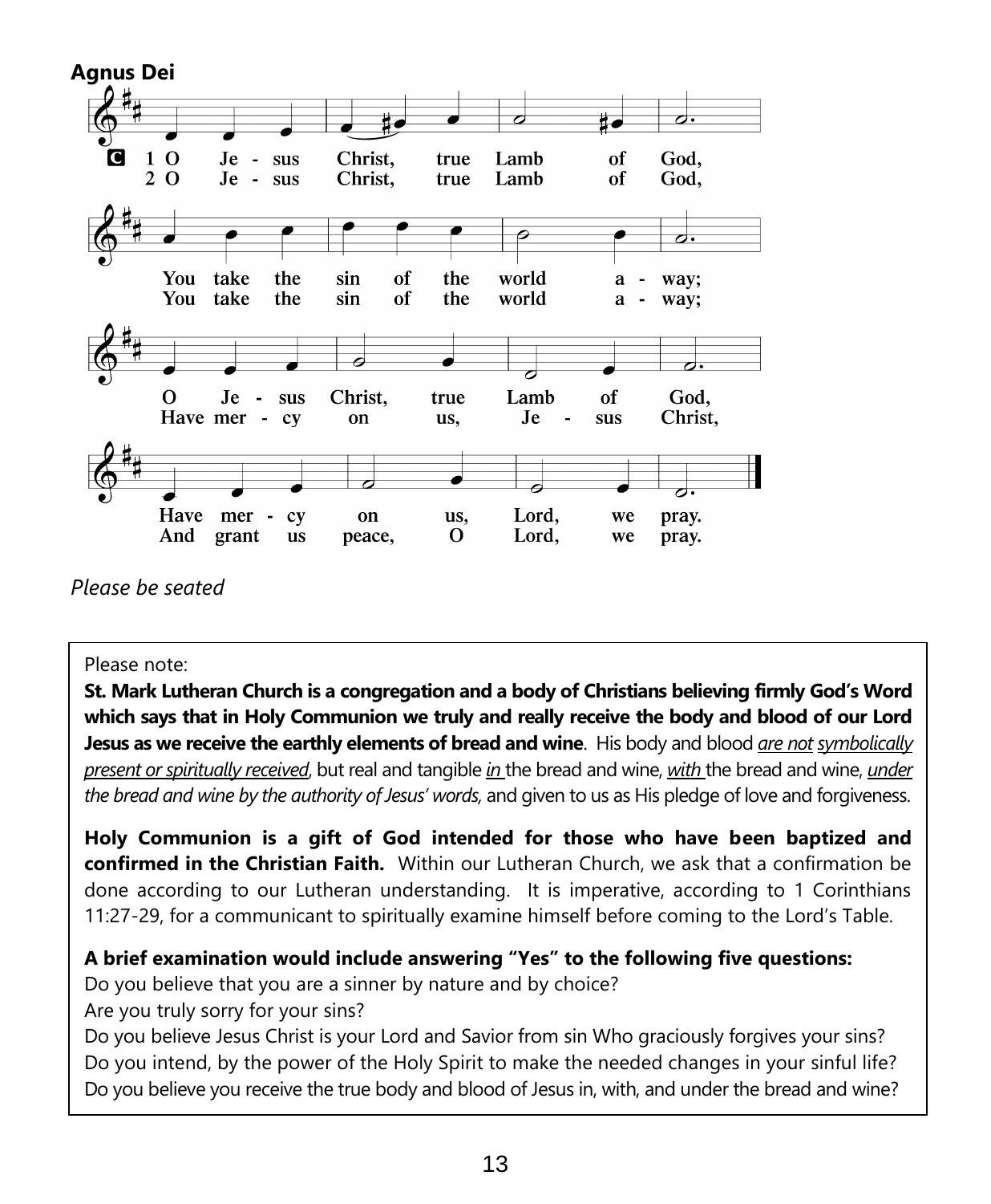**Agnus Dei**

C 1 O Je - sus Christ, true Lamb of God,
2 O Je - sus Christ, true Lamb of God,

You take the sin of the world a - way;
You take the sin of the world a - way;

O Je - sus Christ, true Lamb of God,
Have mer - cy on us, Je - sus Christ,

Have mer - cy on us, Lord, we pray.
And grant us peace, O Lord, we pray.

*Please be seated*

Please note:

**St. Mark Lutheran Church is a congregation and a body of Christians believing firmly God's Word which says that in Holy Communion we truly and really receive the body and blood of our Lord Jesus as we receive the earthly elements of bread and wine**. His body and blood *are not symbolically present or spiritually received*, but real and tangible *in* the bread and wine, *with* the bread and wine, *under the bread and wine by the authority of Jesus' words,* and given to us as His pledge of love and forgiveness.

**Holy Communion is a gift of God intended for those who have been baptized and confirmed in the Christian Faith.** Within our Lutheran Church, we ask that a confirmation be done according to our Lutheran understanding. It is imperative, according to 1 Corinthians 11:27-29, for a communicant to spiritually examine himself before coming to the Lord's Table.

**A brief examination would include answering "Yes" to the following five questions:**

Do you believe that you are a sinner by nature and by choice?
Are you truly sorry for your sins?
Do you believe Jesus Christ is your Lord and Savior from sin Who graciously forgives your sins?
Do you intend, by the power of the Holy Spirit to make the needed changes in your sinful life?
Do you believe you receive the true body and blood of Jesus in, with, and under the bread and wine?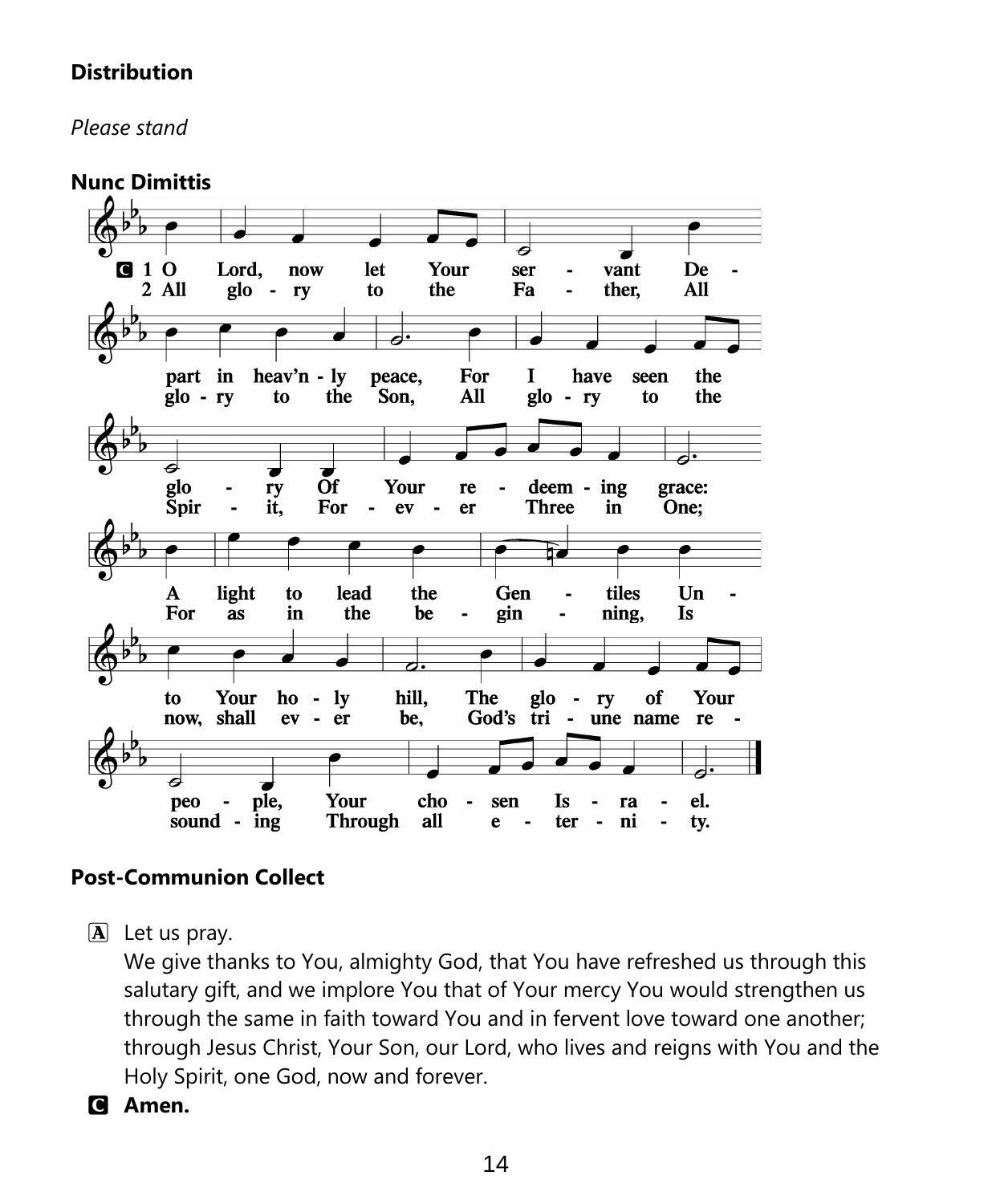**Distribution**

*Please stand*

**Nunc Dimittis**

C 1 O Lord, now let Your servant Depart in heav'n-ly peace, For I have seen the glory Of Your redeeming grace: A light to lead the Gentiles Unto Your holy hill, The glory of Your people, Your chosen Israel.

2 All glory to the Father, All glory to the Son, All glory to the Spirit, Forever Three in One; For as in the beginning, Is now, shall ever be, God's triune name resounding Through all eternity.

**Post-Communion Collect**

A Let us pray.
We give thanks to You, almighty God, that You have refreshed us through this salutary gift, and we implore You that of Your mercy You would strengthen us through the same in faith toward You and in fervent love toward one another; through Jesus Christ, Your Son, our Lord, who lives and reigns with You and the Holy Spirit, one God, now and forever.

C **Amen.**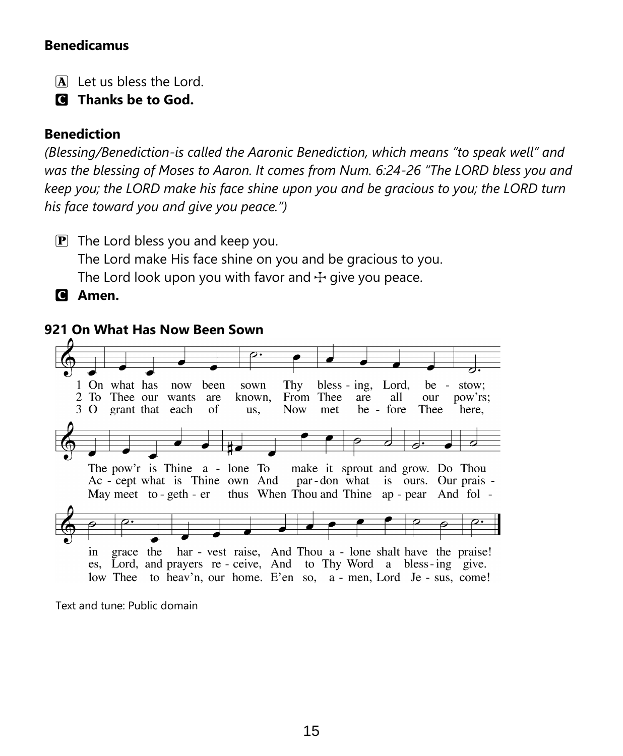**Benedicamus**

Ⓐ Let us bless the Lord.

**Ⓒ Thanks be to God.**

**Benediction**

*(Blessing/Benediction-is called the Aaronic Benediction, which means "to speak well" and was the blessing of Moses to Aaron. It comes from Num. 6:24-26 "The LORD bless you and keep you; the LORD make his face shine upon you and be gracious to you; the LORD turn his face toward you and give you peace.")*

Ⓟ The Lord bless you and keep you.
The Lord make His face shine on you and be gracious to you.
The Lord look upon you with favor and ☩ give you peace.

**Ⓒ Amen.**

**921 On What Has Now Been Sown**

1 On what has now been sown Thy blessing, Lord, bestow;
The pow'r is Thine alone To make it sprout and grow.
Do Thou in grace the harvest raise,
And Thou alone shalt have the praise!

2 To Thee our wants are known, From Thee are all our pow'rs;
Accept what is Thine own And pardon what is ours.
Our praises, Lord, and prayers receive,
And to Thy Word a blessing give.

3 O grant that each of us, Now met before Thee here,
May meet together thus When Thou and Thine appear
And follow Thee to heav'n, our home.
E'en so, amen, Lord Jesus, come!

Text and tune: Public domain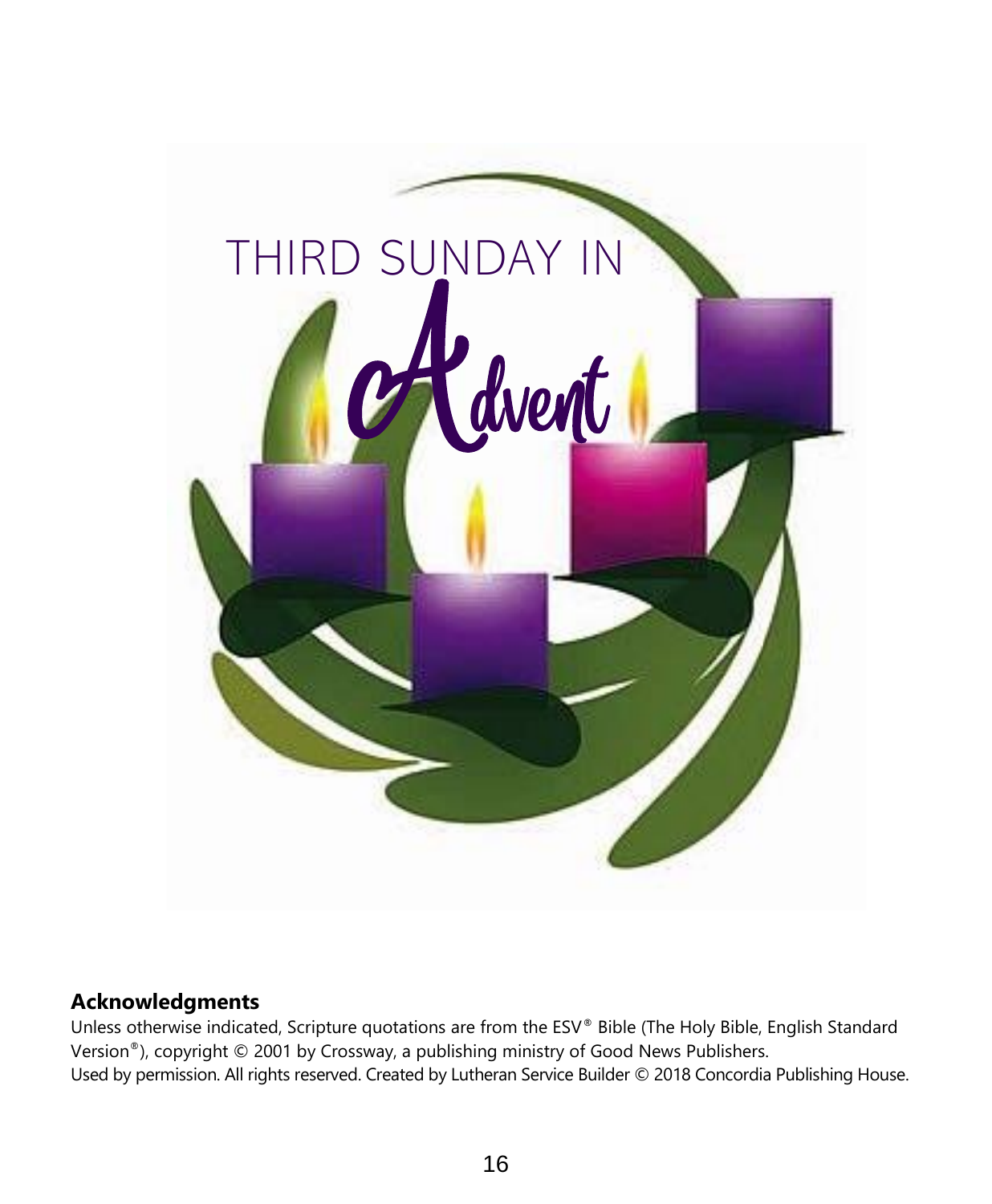THIRD SUNDAY IN

Advent

**Acknowledgments**

Unless otherwise indicated, Scripture quotations are from the ESV® Bible (The Holy Bible, English Standard Version®), copyright © 2001 by Crossway, a publishing ministry of Good News Publishers.
Used by permission. All rights reserved. Created by Lutheran Service Builder © 2018 Concordia Publishing House.